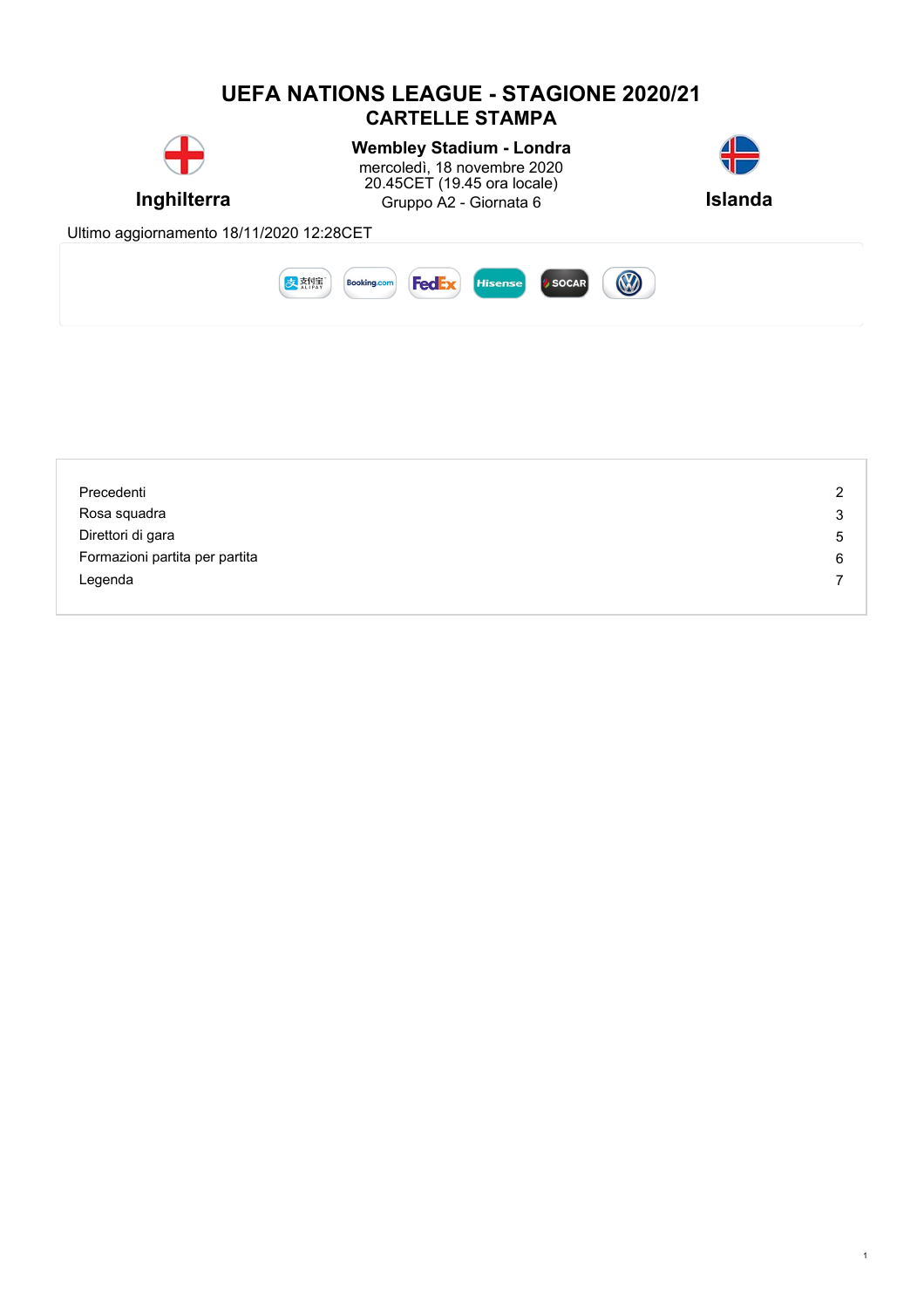# UEFA NATIONS LEAGUE - STAGIONE 2020/21

## CARTELLE STAMPA

**Inghilterra**

**Wembley Stadium - Londra**
mercoledì, 18 novembre 2020
20.45CET (19.45 ora locale)
Gruppo A2 - Giornata 6

**Islanda**

Ultimo aggiornamento 18/11/2020 12:28CET

| | |
|---|---|
| Precedenti | 2 |
| Rosa squadra | 3 |
| Direttori di gara | 5 |
| Formazioni partita per partita | 6 |
| Legenda | 7 |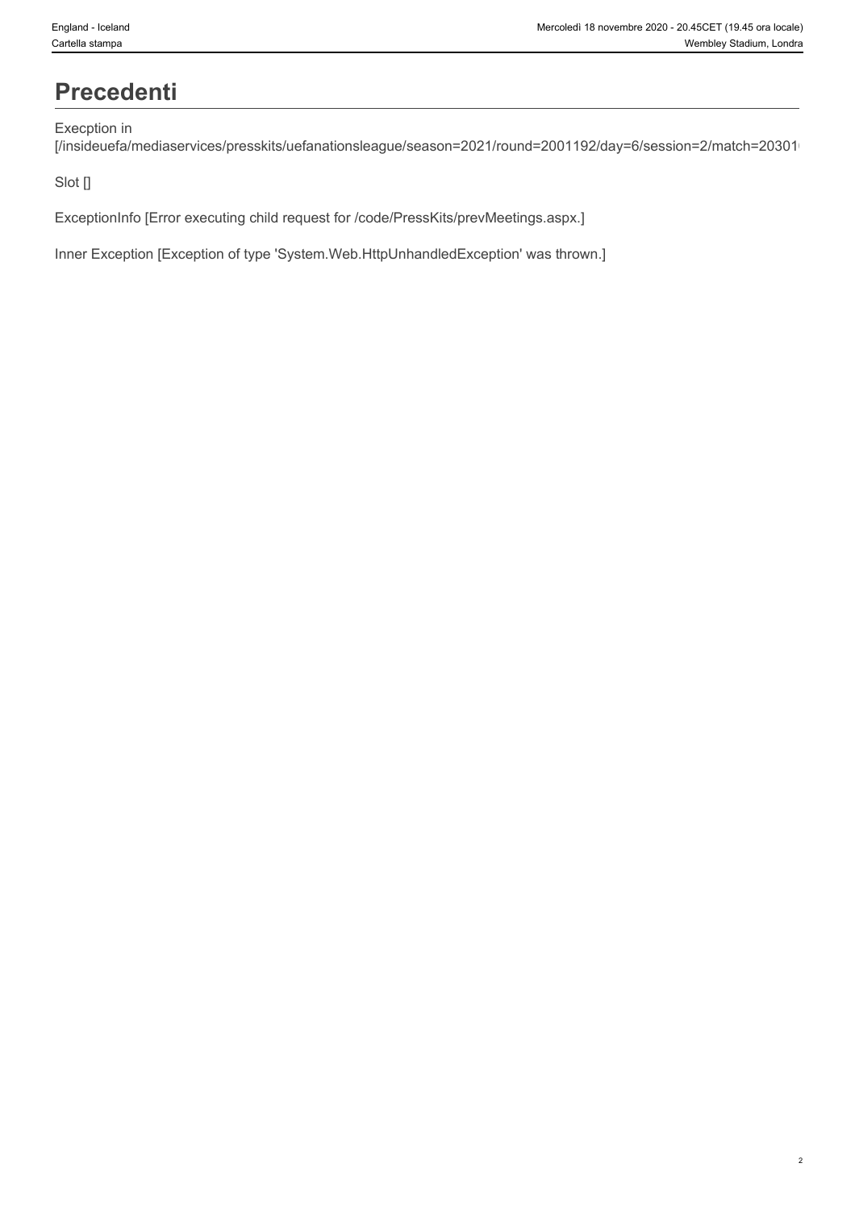# Precedenti

Execption in
[/insideuefa/mediaservices/presskits/uefanationsleague/season=2021/round=2001192/day=6/session=2/match=20301

Slot []

ExceptionInfo [Error executing child request for /code/PressKits/prevMeetings.aspx.]

Inner Exception [Exception of type 'System.Web.HttpUnhandledException' was thrown.]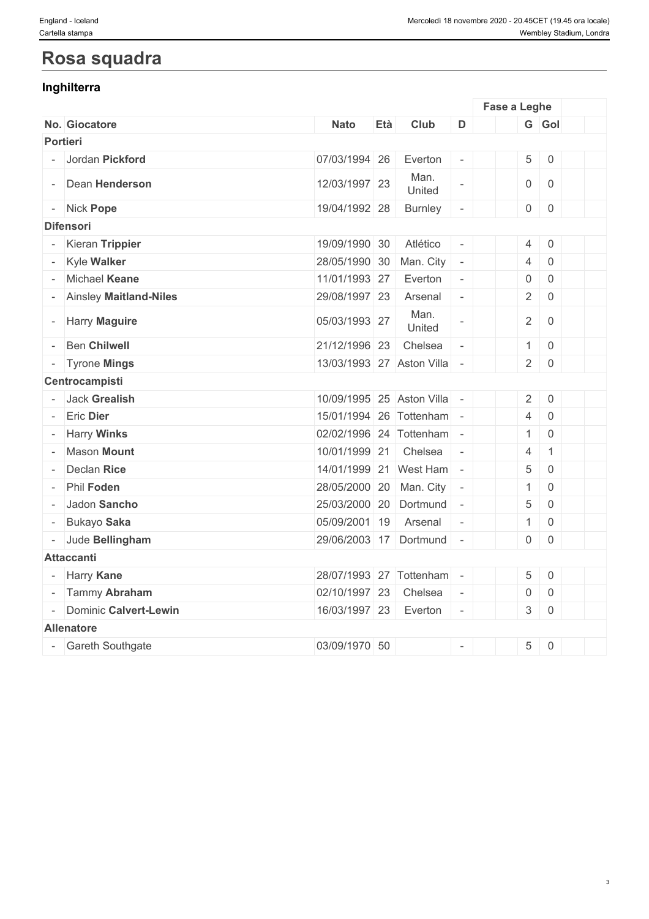# Rosa squadra

## Inghilterra

| | | | | | | | Fase a Leghe | | | |
|---|---|---|---|---|---|---|---|---|---|---|
| No. | Giocatore | Nato | Età | Club | D | | | G | Gol | |
| **Portieri** | | | | | | | | | | |
| - | Jordan **Pickford** | 07/03/1994 | 26 | Everton | - | | | 5 | 0 | |
| - | Dean **Henderson** | 12/03/1997 | 23 | Man. United | - | | | 0 | 0 | |
| - | Nick **Pope** | 19/04/1992 | 28 | Burnley | - | | | 0 | 0 | |
| **Difensori** | | | | | | | | | | |
| - | Kieran **Trippier** | 19/09/1990 | 30 | Atlético | - | | | 4 | 0 | |
| - | Kyle **Walker** | 28/05/1990 | 30 | Man. City | - | | | 4 | 0 | |
| - | Michael **Keane** | 11/01/1993 | 27 | Everton | - | | | 0 | 0 | |
| - | Ainsley **Maitland-Niles** | 29/08/1997 | 23 | Arsenal | - | | | 2 | 0 | |
| - | Harry **Maguire** | 05/03/1993 | 27 | Man. United | - | | | 2 | 0 | |
| - | Ben **Chilwell** | 21/12/1996 | 23 | Chelsea | - | | | 1 | 0 | |
| - | Tyrone **Mings** | 13/03/1993 | 27 | Aston Villa | - | | | 2 | 0 | |
| **Centrocampisti** | | | | | | | | | | |
| - | Jack **Grealish** | 10/09/1995 | 25 | Aston Villa | - | | | 2 | 0 | |
| - | Eric **Dier** | 15/01/1994 | 26 | Tottenham | - | | | 4 | 0 | |
| - | Harry **Winks** | 02/02/1996 | 24 | Tottenham | - | | | 1 | 0 | |
| - | Mason **Mount** | 10/01/1999 | 21 | Chelsea | - | | | 4 | 1 | |
| - | Declan **Rice** | 14/01/1999 | 21 | West Ham | - | | | 5 | 0 | |
| - | Phil **Foden** | 28/05/2000 | 20 | Man. City | - | | | 1 | 0 | |
| - | Jadon **Sancho** | 25/03/2000 | 20 | Dortmund | - | | | 5 | 0 | |
| - | Bukayo **Saka** | 05/09/2001 | 19 | Arsenal | - | | | 1 | 0 | |
| - | Jude **Bellingham** | 29/06/2003 | 17 | Dortmund | - | | | 0 | 0 | |
| **Attaccanti** | | | | | | | | | | |
| - | Harry **Kane** | 28/07/1993 | 27 | Tottenham | - | | | 5 | 0 | |
| - | Tammy **Abraham** | 02/10/1997 | 23 | Chelsea | - | | | 0 | 0 | |
| - | Dominic **Calvert-Lewin** | 16/03/1997 | 23 | Everton | - | | | 3 | 0 | |
| **Allenatore** | | | | | | | | | | |
| - | Gareth Southgate | 03/09/1970 | 50 | | - | | | 5 | 0 | |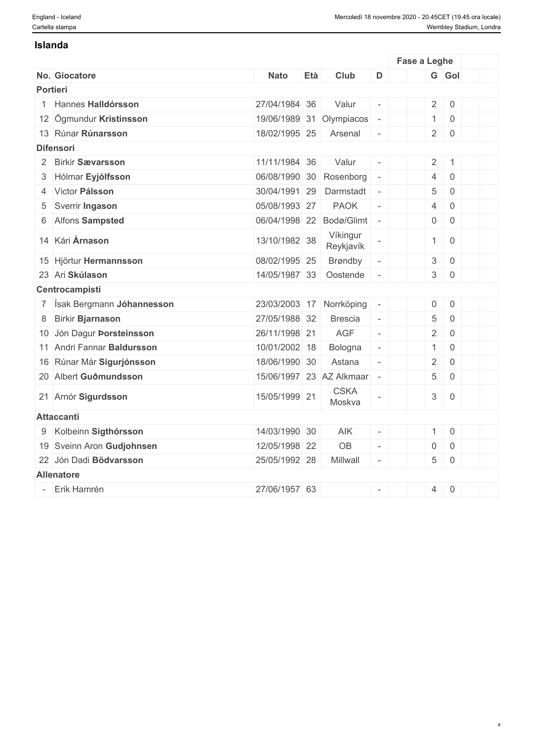## Islanda

| No. | Giocatore | Nato | Età | Club | D | Fase a Leghe | | | | | |
|---|---|---|---|---|---|---|---|---|---|---|---|
| | | | | | | | | G | Gol | | |
| **Portieri** | | | | | | | | | | | |
| 1 | Hannes **Halldórsson** | 27/04/1984 | 36 | Valur | - | | | 2 | 0 | | |
| 12 | Ögmundur **Kristinsson** | 19/06/1989 | 31 | Olympiacos | - | | | 1 | 0 | | |
| 13 | Rúnar **Rúnarsson** | 18/02/1995 | 25 | Arsenal | - | | | 2 | 0 | | |
| **Difensori** | | | | | | | | | | | |
| 2 | Birkir **Sævarsson** | 11/11/1984 | 36 | Valur | - | | | 2 | 1 | | |
| 3 | Hólmar **Eyjólfsson** | 06/08/1990 | 30 | Rosenborg | - | | | 4 | 0 | | |
| 4 | Victor **Pálsson** | 30/04/1991 | 29 | Darmstadt | - | | | 5 | 0 | | |
| 5 | Sverrir **Ingason** | 05/08/1993 | 27 | PAOK | - | | | 4 | 0 | | |
| 6 | Alfons **Sampsted** | 06/04/1998 | 22 | Bodø/Glimt | - | | | 0 | 0 | | |
| 14 | Kári **Árnason** | 13/10/1982 | 38 | Víkingur Reykjavík | - | | | 1 | 0 | | |
| 15 | Hjörtur **Hermannsson** | 08/02/1995 | 25 | Brøndby | - | | | 3 | 0 | | |
| 23 | Ari **Skúlason** | 14/05/1987 | 33 | Oostende | - | | | 3 | 0 | | |
| **Centrocampisti** | | | | | | | | | | | |
| 7 | Ísak Bergmann **Jóhannesson** | 23/03/2003 | 17 | Norrköping | - | | | 0 | 0 | | |
| 8 | Birkir **Bjarnason** | 27/05/1988 | 32 | Brescia | - | | | 5 | 0 | | |
| 10 | Jón Dagur **Þorsteinsson** | 26/11/1998 | 21 | AGF | - | | | 2 | 0 | | |
| 11 | Andri Fannar **Baldursson** | 10/01/2002 | 18 | Bologna | - | | | 1 | 0 | | |
| 16 | Rúnar Már **Sigurjónsson** | 18/06/1990 | 30 | Astana | - | | | 2 | 0 | | |
| 20 | Albert **Guðmundsson** | 15/06/1997 | 23 | AZ Alkmaar | - | | | 5 | 0 | | |
| 21 | Arnór **Sigurdsson** | 15/05/1999 | 21 | CSKA Moskva | - | | | 3 | 0 | | |
| **Attaccanti** | | | | | | | | | | | |
| 9 | Kolbeinn **Sigthórsson** | 14/03/1990 | 30 | AIK | - | | | 1 | 0 | | |
| 19 | Sveinn Aron **Gudjohnsen** | 12/05/1998 | 22 | OB | - | | | 0 | 0 | | |
| 22 | Jón Dadi **Bödvarsson** | 25/05/1992 | 28 | Millwall | - | | | 5 | 0 | | |
| **Allenatore** | | | | | | | | | | | |
| - | Erik Hamrén | 27/06/1957 | 63 | | - | | | 4 | 0 | | |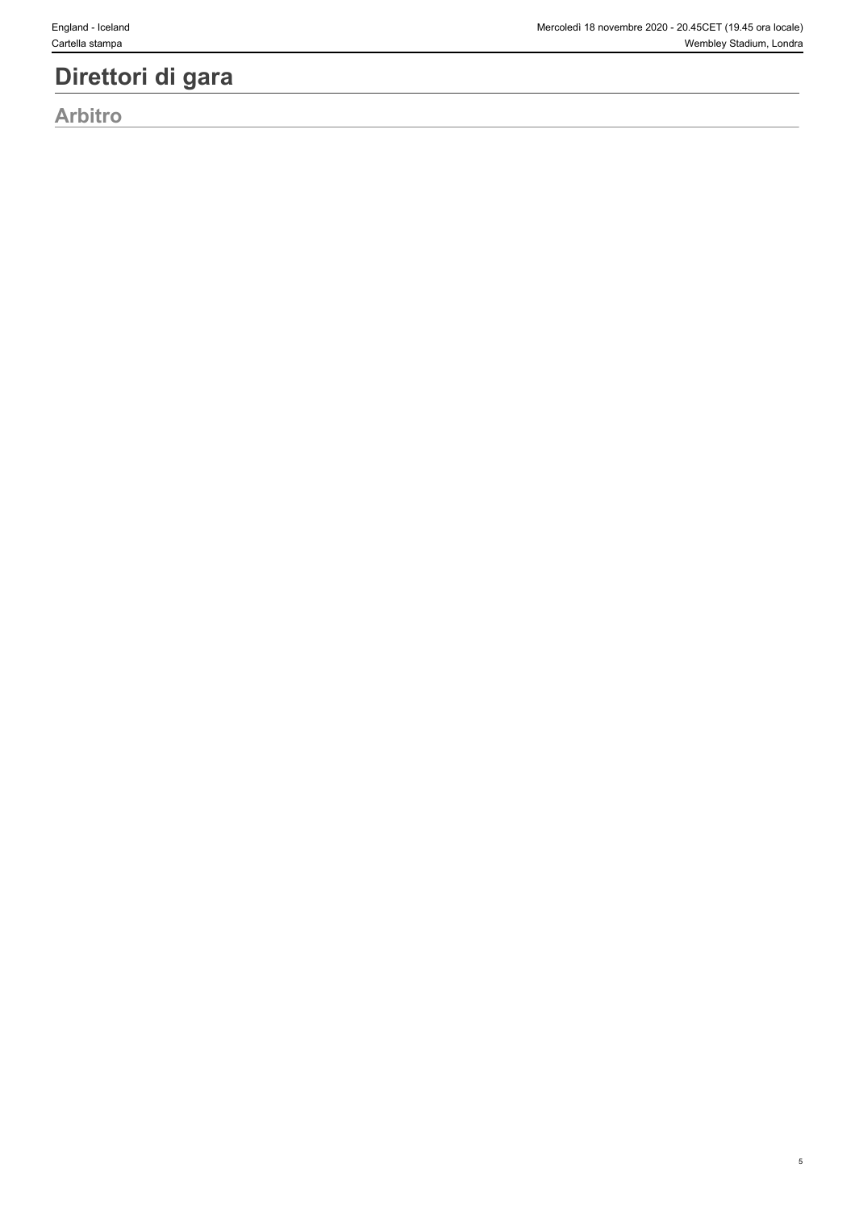# Direttori di gara

## Arbitro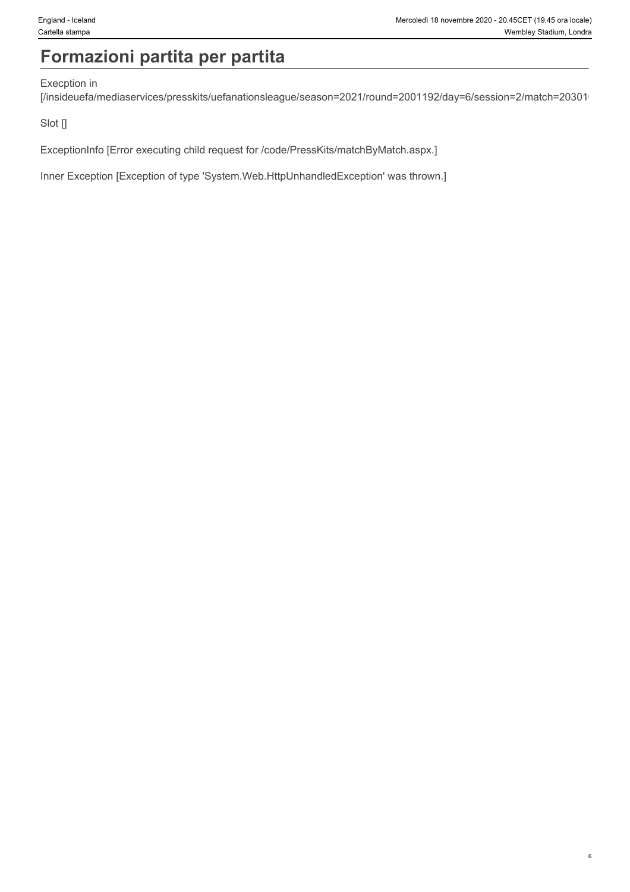# Formazioni partita per partita

Execption in
[/insideuefa/mediaservices/presskits/uefanationsleague/season=2021/round=2001192/day=6/session=2/match=20301

Slot []

ExceptionInfo [Error executing child request for /code/PressKits/matchByMatch.aspx.]

Inner Exception [Exception of type 'System.Web.HttpUnhandledException' was thrown.]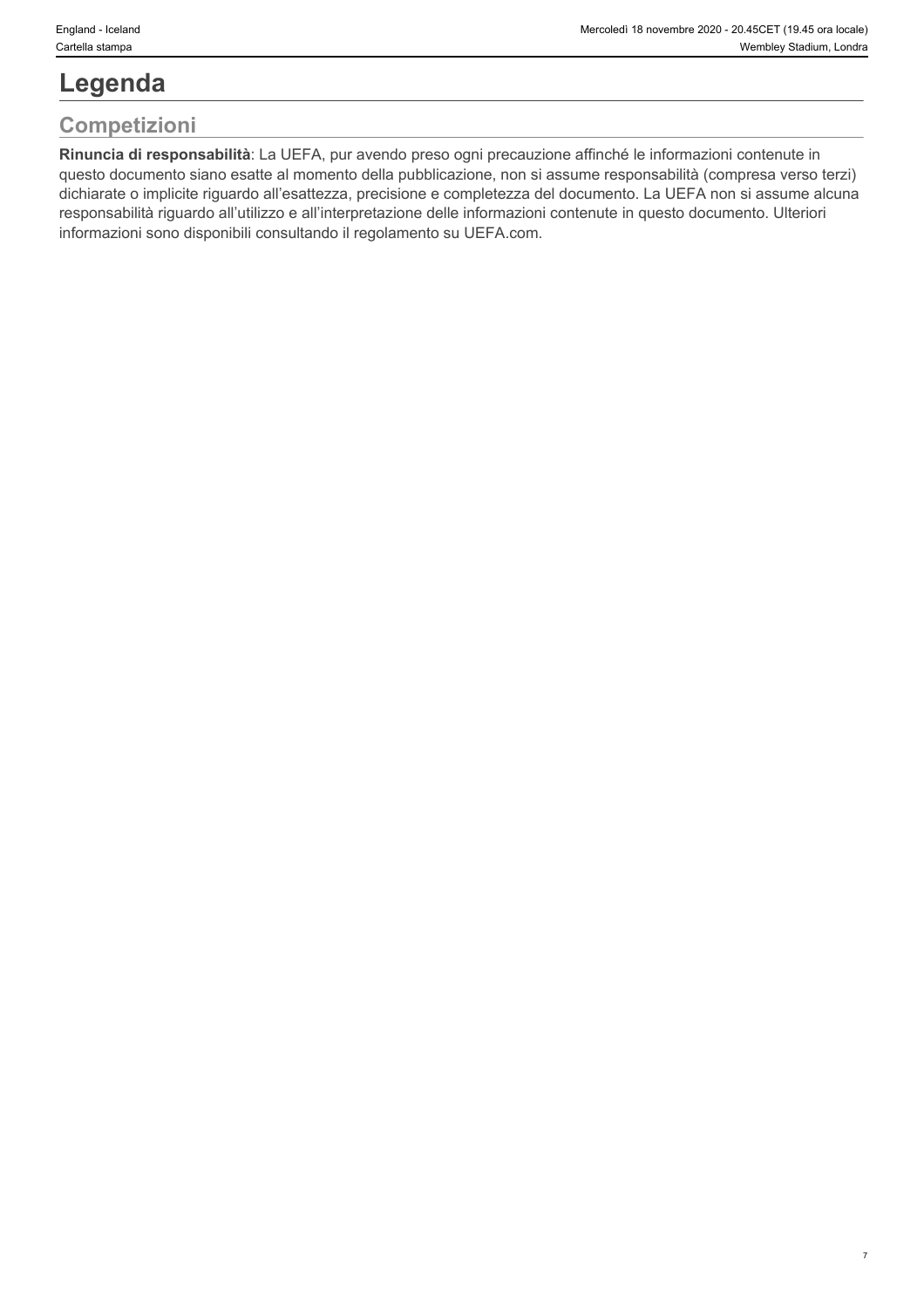# Legenda

## Competizioni

**Rinuncia di responsabilità**: La UEFA, pur avendo preso ogni precauzione affinché le informazioni contenute in questo documento siano esatte al momento della pubblicazione, non si assume responsabilità (compresa verso terzi) dichiarate o implicite riguardo all'esattezza, precisione e completezza del documento. La UEFA non si assume alcuna responsabilità riguardo all'utilizzo e all'interpretazione delle informazioni contenute in questo documento. Ulteriori informazioni sono disponibili consultando il regolamento su UEFA.com.